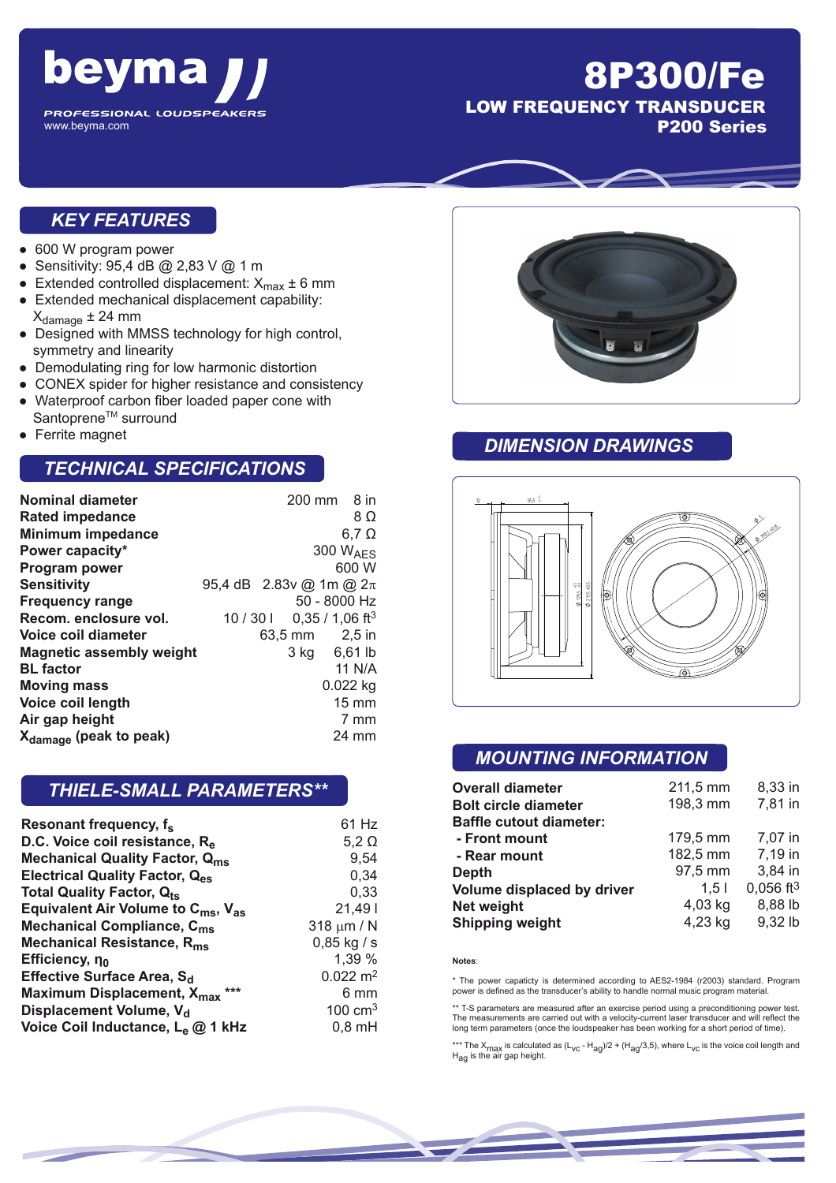# beyma

PROFESSIONAL LOUDSPEAKERS
www.beyma.com

# 8P300/Fe

## LOW FREQUENCY TRANSDUCER
## P200 Series

## KEY FEATURES

- 600 W program power
- Sensitivity: 95,4 dB @ 2,83 V @ 1 m
- Extended controlled displacement: $X_{max}$ ± 6 mm
- Extended mechanical displacement capability: $X_{damage}$ ± 24 mm
- Designed with MMSS technology for high control, symmetry and linearity
- Demodulating ring for low harmonic distortion
- CONEX spider for higher resistance and consistency
- Waterproof carbon fiber loaded paper cone with Santoprene™ surround
- Ferrite magnet

## TECHNICAL SPECIFICATIONS

| | | |
|---|---|---|
| **Nominal diameter** | 200 mm | 8 in |
| **Rated impedance** | | 8 Ω |
| **Minimum impedance** | | 6,7 Ω |
| **Power capacity*** | | 300 $W_{AES}$ |
| **Program power** | | 600 W |
| **Sensitivity** | 95,4 dB | 2.83v @ 1m @ 2π |
| **Frequency range** | | 50 - 8000 Hz |
| **Recom. enclosure vol.** | 10 / 30 l | 0,35 / 1,06 ft³ |
| **Voice coil diameter** | 63,5 mm | 2,5 in |
| **Magnetic assembly weight** | 3 kg | 6,61 lb |
| **BL factor** | | 11 N/A |
| **Moving mass** | | 0.022 kg |
| **Voice coil length** | | 15 mm |
| **Air gap height** | | 7 mm |
| **$X_{damage}$ (peak to peak)** | | 24 mm |

## THIELE-SMALL PARAMETERS**

| | |
|---|---|
| **Resonant frequency, $f_s$** | 61 Hz |
| **D.C. Voice coil resistance, $R_e$** | 5,2 Ω |
| **Mechanical Quality Factor, $Q_{ms}$** | 9,54 |
| **Electrical Quality Factor, $Q_{es}$** | 0,34 |
| **Total Quality Factor, $Q_{ts}$** | 0,33 |
| **Equivalent Air Volume to $C_{ms}$, $V_{as}$** | 21,49 l |
| **Mechanical Compliance, $C_{ms}$** | 318 μm / N |
| **Mechanical Resistance, $R_{ms}$** | 0,85 kg / s |
| **Efficiency, $\eta_0$** | 1,39 % |
| **Effective Surface Area, $S_d$** | 0.022 m² |
| **Maximum Displacement, $X_{max}$ *** ** | 6 mm |
| **Displacement Volume, $V_d$** | 100 cm³ |
| **Voice Coil Inductance, $L_e$ @ 1 kHz** | 0,8 mH |

## DIMENSION DRAWINGS

## MOUNTING INFORMATION

| | | |
|---|---|---|
| **Overall diameter** | 211,5 mm | 8,33 in |
| **Bolt circle diameter** | 198,3 mm | 7,81 in |
| **Baffle cutout diameter:** | | |
| **- Front mount** | 179,5 mm | 7,07 in |
| **- Rear mount** | 182,5 mm | 7,19 in |
| **Depth** | 97,5 mm | 3,84 in |
| **Volume displaced by driver** | 1,5 l | 0,056 ft³ |
| **Net weight** | 4,03 kg | 8,88 lb |
| **Shipping weight** | 4,23 kg | 9,32 lb |

**Notes**:

\* The power capacity is determined according to AES2-1984 (r2003) standard. Program power is defined as the transducer's ability to handle normal music program material.

** T-S parameters are measured after an exercise period using a preconditioning power test. The measurements are carried out with a velocity-current laser transducer and will reflect the long term parameters (once the loudspeaker has been working for a short period of time).

*** The $X_{max}$ is calculated as $(L_{vc} - H_{ag})/2 + (H_{ag}/3,5)$, where $L_{vc}$ is the voice coil length and $H_{ag}$ is the air gap height.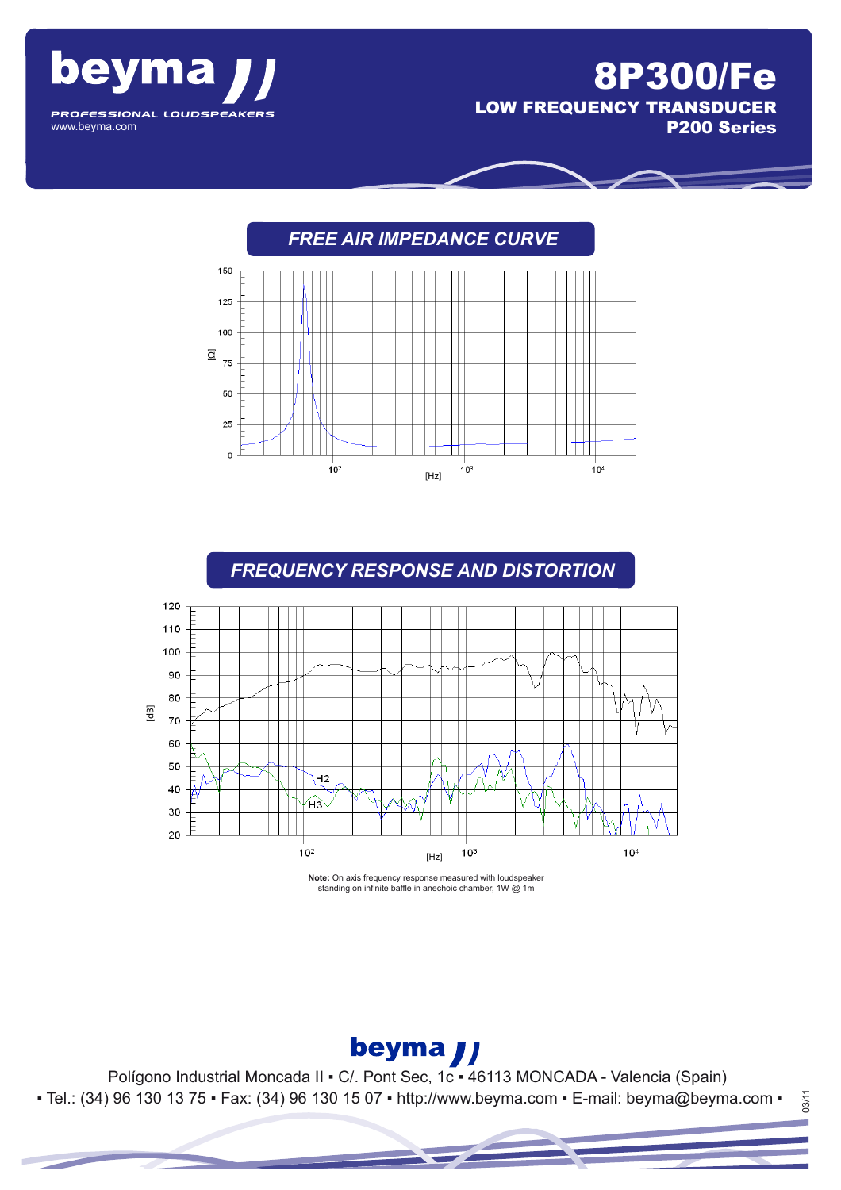beyma

PROFESSIONAL LOUDSPEAKERS

www.beyma.com

# 8P300/Fe

## LOW FREQUENCY TRANSDUCER

## P200 Series

### FREE AIR IMPEDANCE CURVE

150
125
100
[Ω]
75
50
25
0
$10^2$
[Hz]
$10^3$
$10^4$

### FREQUENCY RESPONSE AND DISTORTION

120
110
100
90
80
[dB]
70
60
50
40
30
20
H2
H3
$10^2$
[Hz]
$10^3$
$10^4$

**Note:** On axis frequency response measured with loudspeaker standing on infinite baffle in anechoic chamber, 1W @ 1m

beyma

Polígono Industrial Moncada II ▪ C/. Pont Sec, 1c ▪ 46113 MONCADA - Valencia (Spain)

▪ Tel.: (34) 96 130 13 75 ▪ Fax: (34) 96 130 15 07 ▪ http://www.beyma.com ▪ E-mail: beyma@beyma.com ▪

03/11